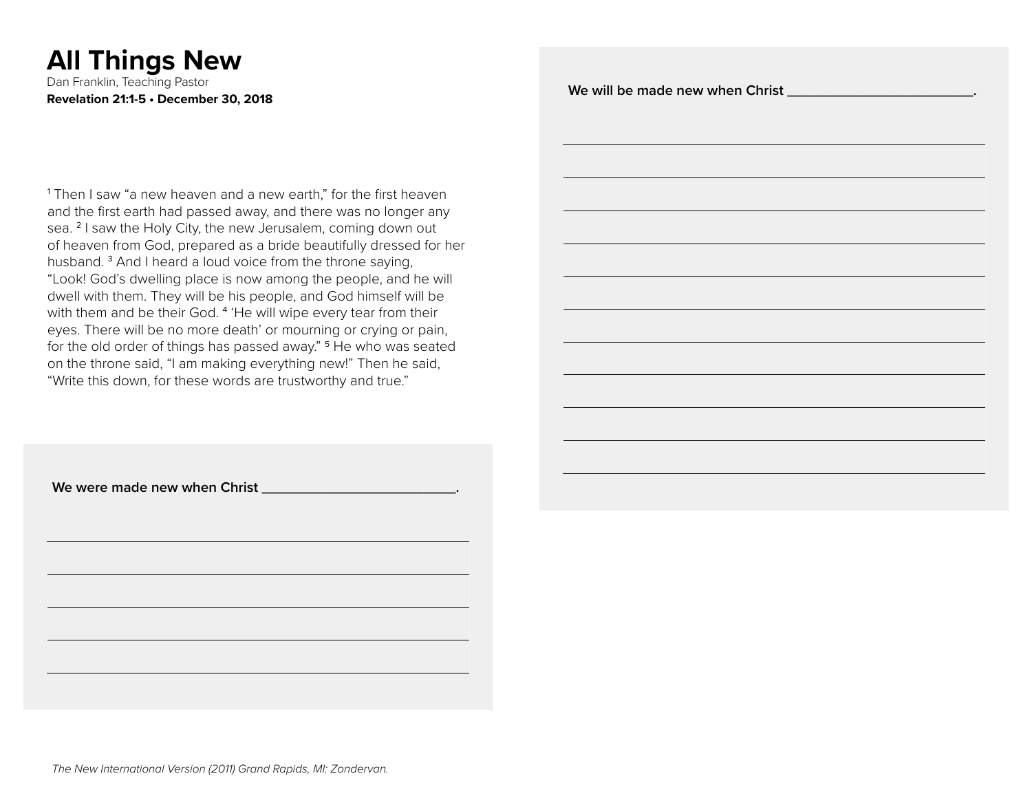# All Things New

Dan Franklin, Teaching Pastor

**Revelation 21:1-5 • December 30, 2018**

[1] Then I saw "a new heaven and a new earth," for the first heaven and the first earth had passed away, and there was no longer any sea. [2] I saw the Holy City, the new Jerusalem, coming down out of heaven from God, prepared as a bride beautifully dressed for her husband. [3] And I heard a loud voice from the throne saying, "Look! God's dwelling place is now among the people, and he will dwell with them. They will be his people, and God himself will be with them and be their God. [4] 'He will wipe every tear from their eyes. There will be no more death' or mourning or crying or pain, for the old order of things has passed away." [5] He who was seated on the throne said, "I am making everything new!" Then he said, "Write this down, for these words are trustworthy and true."

**We were made new when Christ ___________________________.**

**We will be made new when Christ __________________________.**

*The New International Version (2011) Grand Rapids, MI: Zondervan.*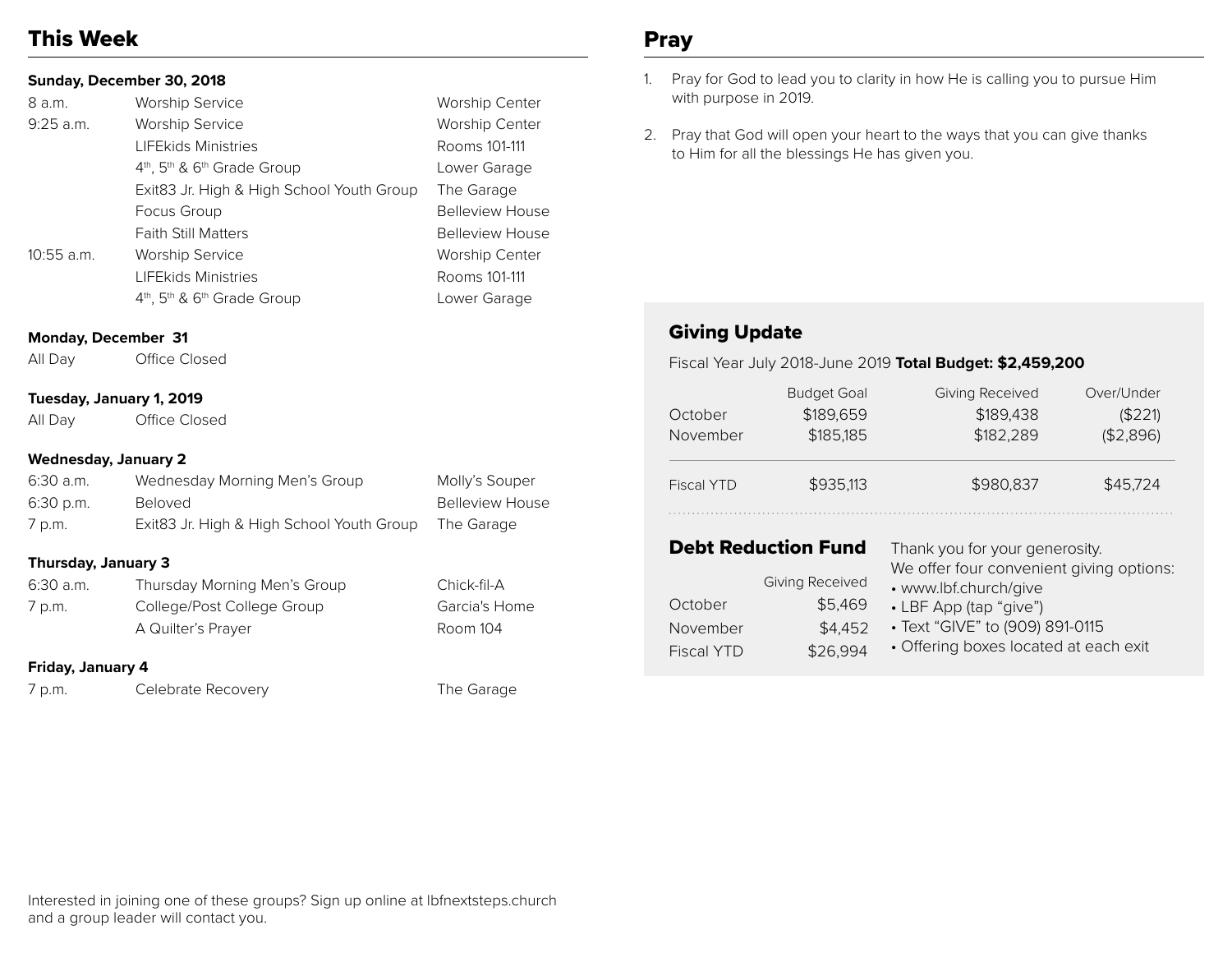## This Week

**Sunday, December 30, 2018**

| | | |
|---|---|---|
| 8 a.m. | Worship Service | Worship Center |
| 9:25 a.m. | Worship Service | Worship Center |
| | LIFEkids Ministries | Rooms 101-111 |
| | 4th, 5th & 6th Grade Group | Lower Garage |
| | Exit83 Jr. High & High School Youth Group | The Garage |
| | Focus Group | Belleview House |
| | Faith Still Matters | Belleview House |
| 10:55 a.m. | Worship Service | Worship Center |
| | LIFEkids Ministries | Rooms 101-111 |
| | 4th, 5th & 6th Grade Group | Lower Garage |

**Monday, December 31**

| | |
|---|---|
| All Day | Office Closed |

**Tuesday, January 1, 2019**

| | |
|---|---|
| All Day | Office Closed |

**Wednesday, January 2**

| | | |
|---|---|---|
| 6:30 a.m. | Wednesday Morning Men's Group | Molly's Souper |
| 6:30 p.m. | Beloved | Belleview House |
| 7 p.m. | Exit83 Jr. High & High School Youth Group | The Garage |

**Thursday, January 3**

| | | |
|---|---|---|
| 6:30 a.m. | Thursday Morning Men's Group | Chick-fil-A |
| 7 p.m. | College/Post College Group | Garcia's Home |
| | A Quilter's Prayer | Room 104 |

**Friday, January 4**

| | | |
|---|---|---|
| 7 p.m. | Celebrate Recovery | The Garage |

Interested in joining one of these groups? Sign up online at lbfnextsteps.church and a group leader will contact you.

## Pray

1. Pray for God to lead you to clarity in how He is calling you to pursue Him with purpose in 2019.
2. Pray that God will open your heart to the ways that you can give thanks to Him for all the blessings He has given you.

## Giving Update

Fiscal Year July 2018-June 2019 **Total Budget: $2,459,200**

| | Budget Goal | Giving Received | Over/Under |
|---|---|---|---|
| October | $189,659 | $189,438 | ($221) |
| November | $185,185 | $182,289 | ($2,896) |
| Fiscal YTD | $935,113 | $980,837 | $45,724 |

## Debt Reduction Fund

| | Giving Received |
|---|---|
| October | $5,469 |
| November | $4,452 |
| Fiscal YTD | $26,994 |

Thank you for your generosity.
We offer four convenient giving options:

- www.lbf.church/give
- LBF App (tap "give")
- Text "GIVE" to (909) 891-0115
- Offering boxes located at each exit